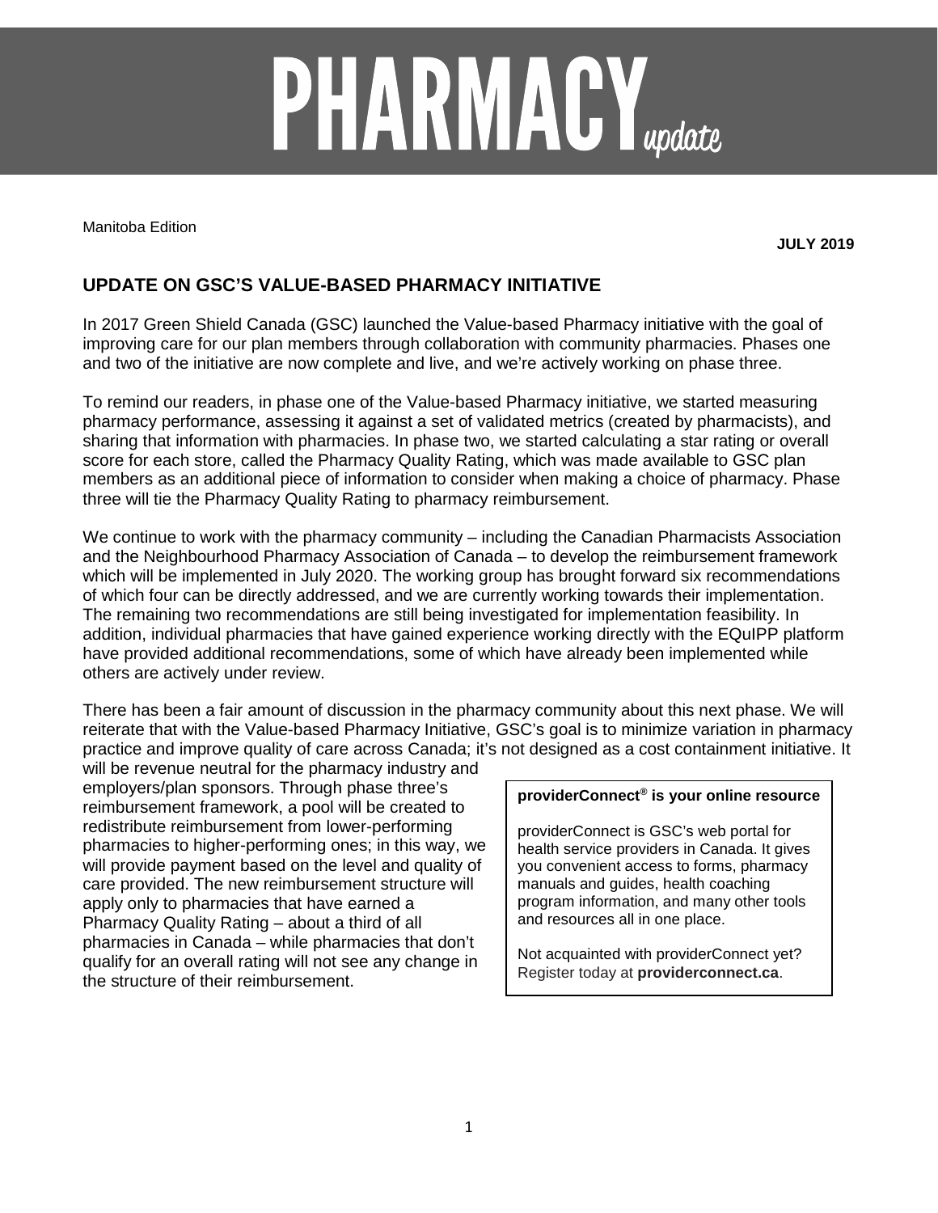# PHARMACY *update*

Manitoba Edition

**JULY 2019**

## UPDATE ON GSC'S VALUE-BASED PHARMACY INITIATIVE

In 2017 Green Shield Canada (GSC) launched the Value-based Pharmacy initiative with the goal of improving care for our plan members through collaboration with community pharmacies. Phases one and two of the initiative are now complete and live, and we're actively working on phase three.

To remind our readers, in phase one of the Value-based Pharmacy initiative, we started measuring pharmacy performance, assessing it against a set of validated metrics (created by pharmacists), and sharing that information with pharmacies. In phase two, we started calculating a star rating or overall score for each store, called the Pharmacy Quality Rating, which was made available to GSC plan members as an additional piece of information to consider when making a choice of pharmacy. Phase three will tie the Pharmacy Quality Rating to pharmacy reimbursement.

We continue to work with the pharmacy community – including the Canadian Pharmacists Association and the Neighbourhood Pharmacy Association of Canada – to develop the reimbursement framework which will be implemented in July 2020. The working group has brought forward six recommendations of which four can be directly addressed, and we are currently working towards their implementation. The remaining two recommendations are still being investigated for implementation feasibility. In addition, individual pharmacies that have gained experience working directly with the EQuIPP platform have provided additional recommendations, some of which have already been implemented while others are actively under review.

There has been a fair amount of discussion in the pharmacy community about this next phase. We will reiterate that with the Value-based Pharmacy Initiative, GSC's goal is to minimize variation in pharmacy practice and improve quality of care across Canada; it's not designed as a cost containment initiative. It will be revenue neutral for the pharmacy industry and employers/plan sponsors. Through phase three's reimbursement framework, a pool will be created to redistribute reimbursement from lower-performing pharmacies to higher-performing ones; in this way, we will provide payment based on the level and quality of care provided. The new reimbursement structure will apply only to pharmacies that have earned a Pharmacy Quality Rating – about a third of all pharmacies in Canada – while pharmacies that don't qualify for an overall rating will not see any change in the structure of their reimbursement.

**providerConnect® is your online resource**

providerConnect is GSC's web portal for health service providers in Canada. It gives you convenient access to forms, pharmacy manuals and guides, health coaching program information, and many other tools and resources all in one place.

Not acquainted with providerConnect yet? Register today at **providerconnect.ca**.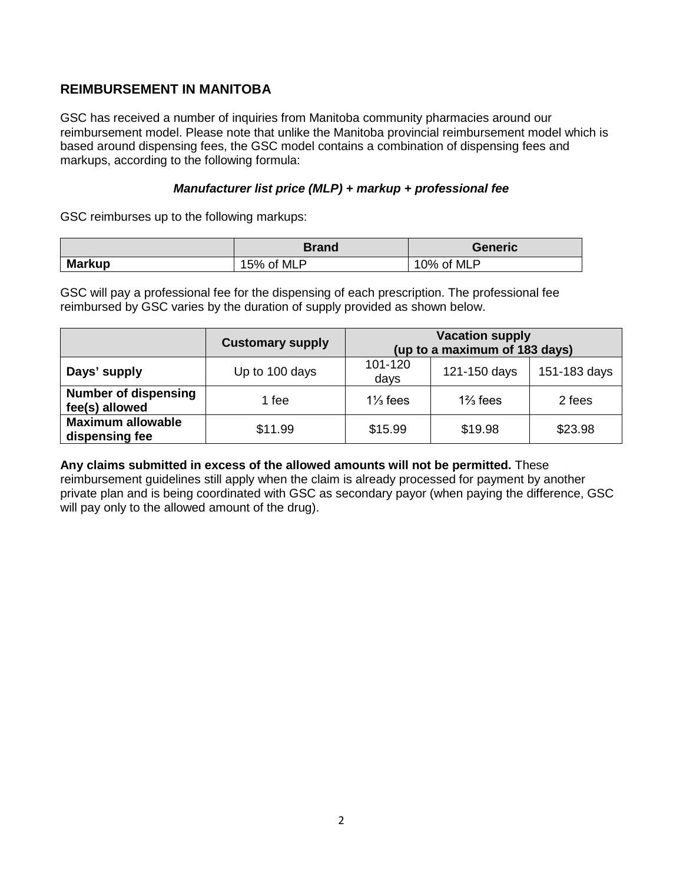## REIMBURSEMENT IN MANITOBA

GSC has received a number of inquiries from Manitoba community pharmacies around our reimbursement model. Please note that unlike the Manitoba provincial reimbursement model which is based around dispensing fees, the GSC model contains a combination of dispensing fees and markups, according to the following formula:

***Manufacturer list price (MLP) + markup + professional fee***

GSC reimburses up to the following markups:

| | Brand | Generic |
|---|---|---|
| **Markup** | 15% of MLP | 10% of MLP |

GSC will pay a professional fee for the dispensing of each prescription. The professional fee reimbursed by GSC varies by the duration of supply provided as shown below.

| | Customary supply | Vacation supply (up to a maximum of 183 days) | | |
|---|---|---|---|---|
| **Days' supply** | Up to 100 days | 101-120 days | 121-150 days | 151-183 days |
| **Number of dispensing fee(s) allowed** | 1 fee | 1⅓ fees | 1⅔ fees | 2 fees |
| **Maximum allowable dispensing fee** | $11.99 | $15.99 | $19.98 | $23.98 |

**Any claims submitted in excess of the allowed amounts will not be permitted.** These reimbursement guidelines still apply when the claim is already processed for payment by another private plan and is being coordinated with GSC as secondary payor (when paying the difference, GSC will pay only to the allowed amount of the drug).